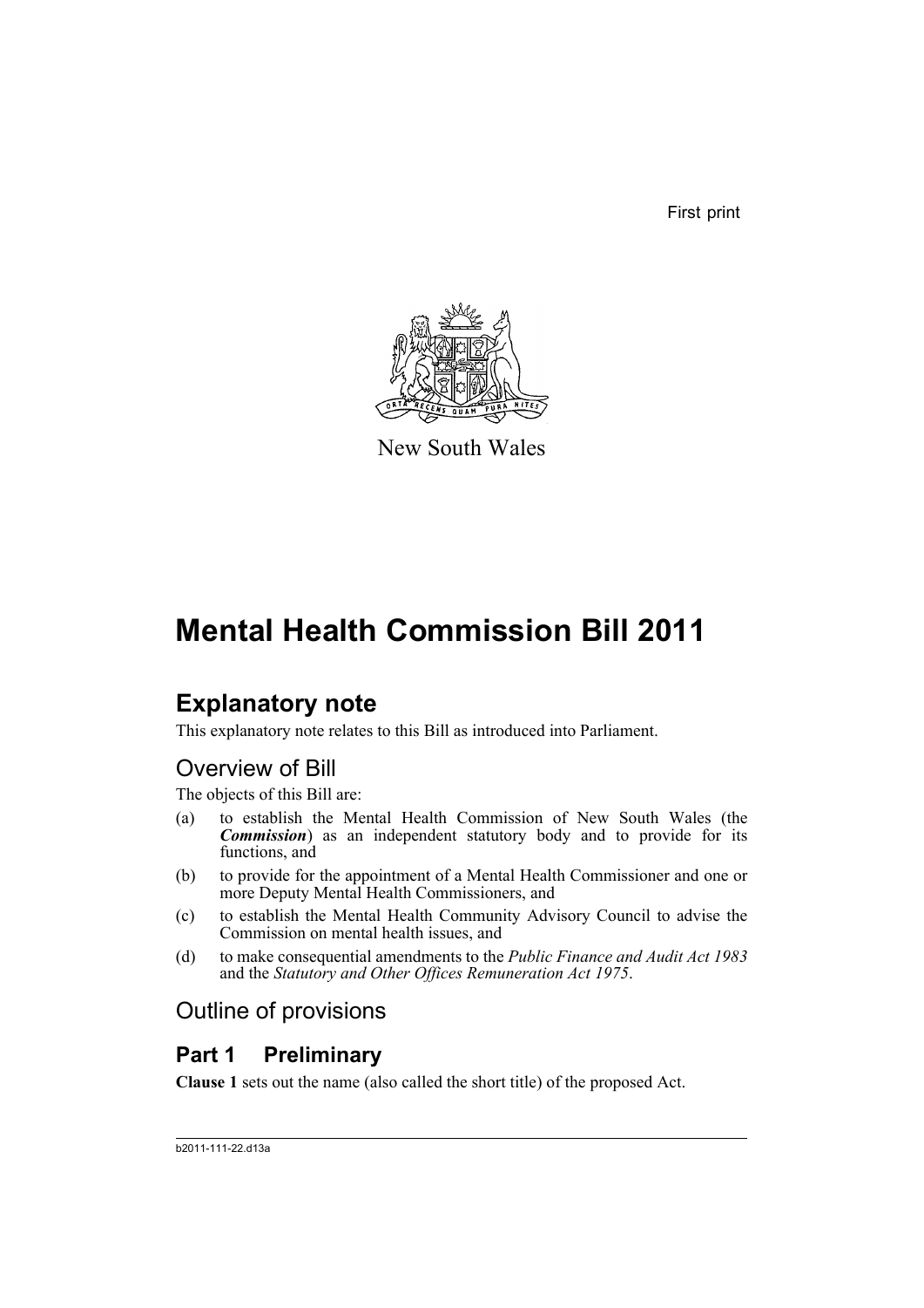First print

New South Wales

# Mental Health Commission Bill 2011

## Explanatory note

This explanatory note relates to this Bill as introduced into Parliament.

### Overview of Bill

The objects of this Bill are:

(a) to establish the Mental Health Commission of New South Wales (the ***Commission***) as an independent statutory body and to provide for its functions, and

(b) to provide for the appointment of a Mental Health Commissioner and one or more Deputy Mental Health Commissioners, and

(c) to establish the Mental Health Community Advisory Council to advise the Commission on mental health issues, and

(d) to make consequential amendments to the *Public Finance and Audit Act 1983* and the *Statutory and Other Offices Remuneration Act 1975*.

### Outline of provisions

## Part 1 Preliminary

**Clause 1** sets out the name (also called the short title) of the proposed Act.

b2011-111-22.d13a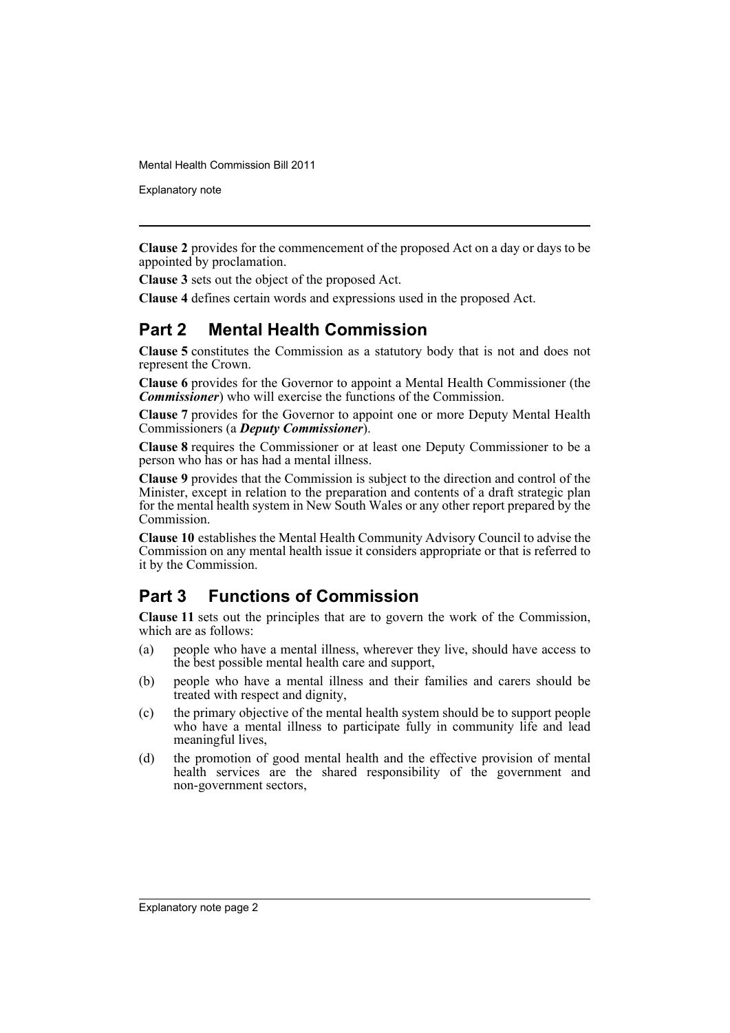**Clause 2** provides for the commencement of the proposed Act on a day or days to be appointed by proclamation.

**Clause 3** sets out the object of the proposed Act.

**Clause 4** defines certain words and expressions used in the proposed Act.

## Part 2 Mental Health Commission

**Clause 5** constitutes the Commission as a statutory body that is not and does not represent the Crown.

**Clause 6** provides for the Governor to appoint a Mental Health Commissioner (the ***Commissioner***) who will exercise the functions of the Commission.

**Clause 7** provides for the Governor to appoint one or more Deputy Mental Health Commissioners (a ***Deputy Commissioner***).

**Clause 8** requires the Commissioner or at least one Deputy Commissioner to be a person who has or has had a mental illness.

**Clause 9** provides that the Commission is subject to the direction and control of the Minister, except in relation to the preparation and contents of a draft strategic plan for the mental health system in New South Wales or any other report prepared by the Commission.

**Clause 10** establishes the Mental Health Community Advisory Council to advise the Commission on any mental health issue it considers appropriate or that is referred to it by the Commission.

## Part 3 Functions of Commission

**Clause 11** sets out the principles that are to govern the work of the Commission, which are as follows:

(a) people who have a mental illness, wherever they live, should have access to the best possible mental health care and support,

(b) people who have a mental illness and their families and carers should be treated with respect and dignity,

(c) the primary objective of the mental health system should be to support people who have a mental illness to participate fully in community life and lead meaningful lives,

(d) the promotion of good mental health and the effective provision of mental health services are the shared responsibility of the government and non-government sectors,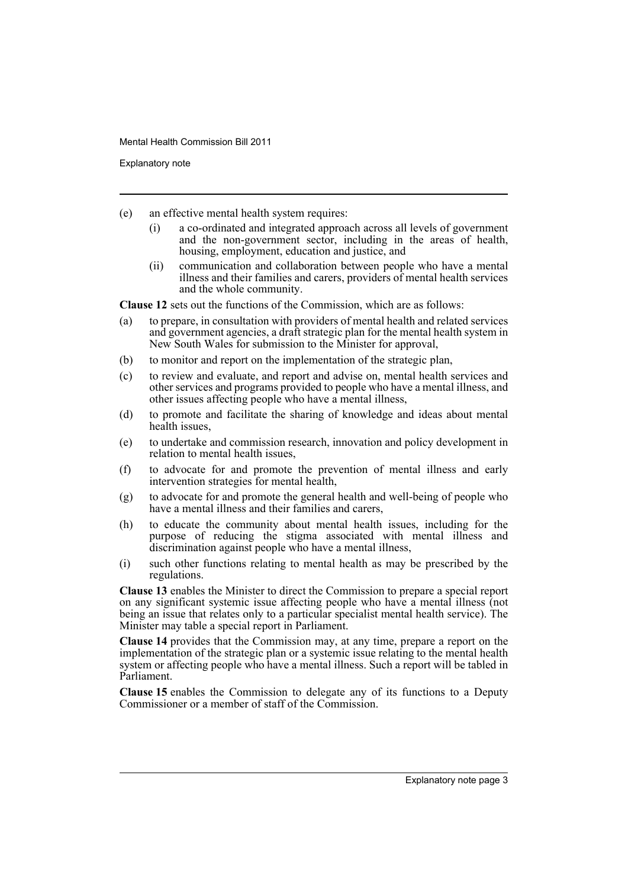(e) an effective mental health system requires:

  (i) a co-ordinated and integrated approach across all levels of government and the non-government sector, including in the areas of health, housing, employment, education and justice, and

  (ii) communication and collaboration between people who have a mental illness and their families and carers, providers of mental health services and the whole community.

**Clause 12** sets out the functions of the Commission, which are as follows:

(a) to prepare, in consultation with providers of mental health and related services and government agencies, a draft strategic plan for the mental health system in New South Wales for submission to the Minister for approval,

(b) to monitor and report on the implementation of the strategic plan,

(c) to review and evaluate, and report and advise on, mental health services and other services and programs provided to people who have a mental illness, and other issues affecting people who have a mental illness,

(d) to promote and facilitate the sharing of knowledge and ideas about mental health issues,

(e) to undertake and commission research, innovation and policy development in relation to mental health issues,

(f) to advocate for and promote the prevention of mental illness and early intervention strategies for mental health,

(g) to advocate for and promote the general health and well-being of people who have a mental illness and their families and carers,

(h) to educate the community about mental health issues, including for the purpose of reducing the stigma associated with mental illness and discrimination against people who have a mental illness,

(i) such other functions relating to mental health as may be prescribed by the regulations.

**Clause 13** enables the Minister to direct the Commission to prepare a special report on any significant systemic issue affecting people who have a mental illness (not being an issue that relates only to a particular specialist mental health service). The Minister may table a special report in Parliament.

**Clause 14** provides that the Commission may, at any time, prepare a report on the implementation of the strategic plan or a systemic issue relating to the mental health system or affecting people who have a mental illness. Such a report will be tabled in Parliament.

**Clause 15** enables the Commission to delegate any of its functions to a Deputy Commissioner or a member of staff of the Commission.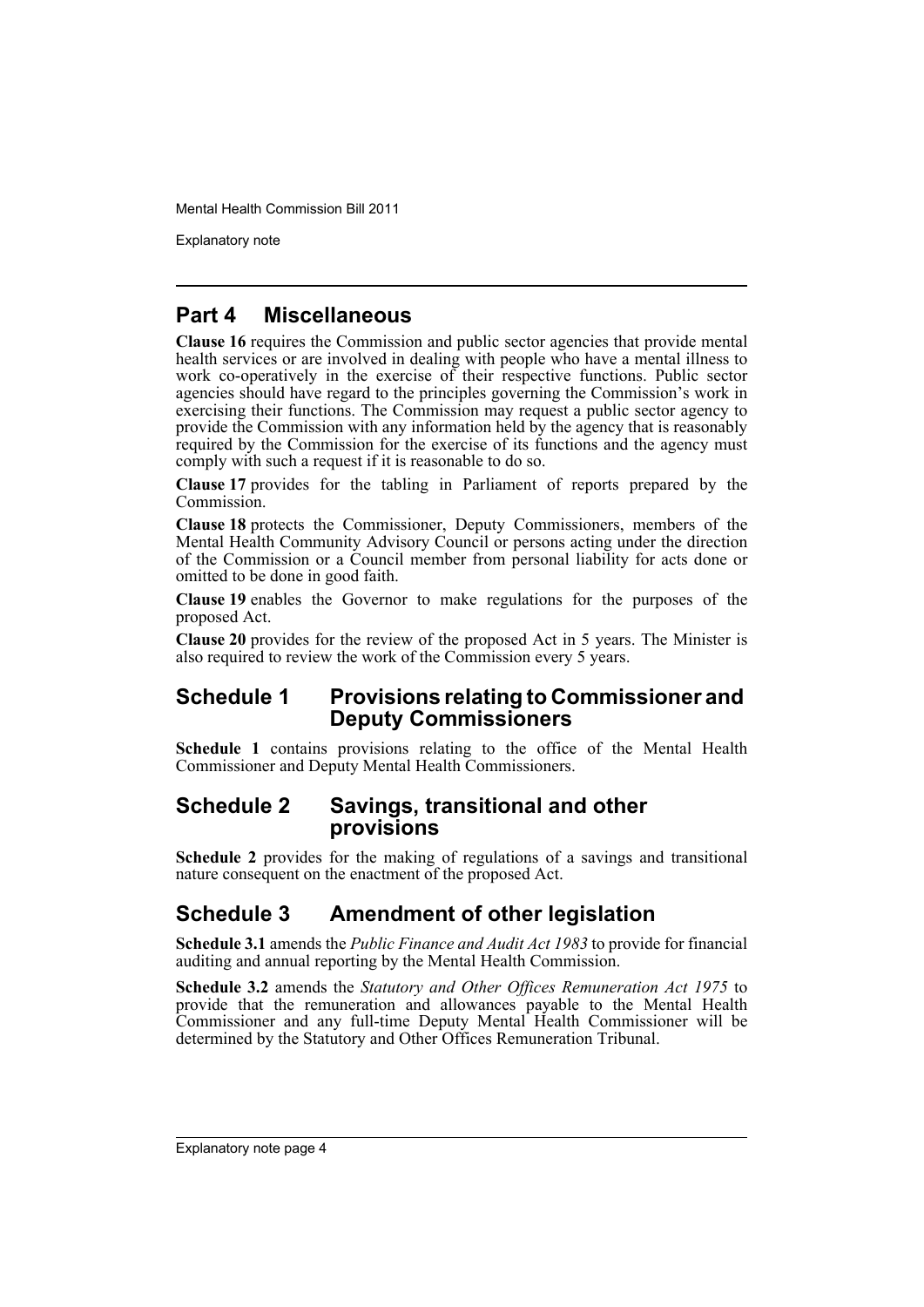## Part 4 Miscellaneous

**Clause 16** requires the Commission and public sector agencies that provide mental health services or are involved in dealing with people who have a mental illness to work co-operatively in the exercise of their respective functions. Public sector agencies should have regard to the principles governing the Commission's work in exercising their functions. The Commission may request a public sector agency to provide the Commission with any information held by the agency that is reasonably required by the Commission for the exercise of its functions and the agency must comply with such a request if it is reasonable to do so.

**Clause 17** provides for the tabling in Parliament of reports prepared by the Commission.

**Clause 18** protects the Commissioner, Deputy Commissioners, members of the Mental Health Community Advisory Council or persons acting under the direction of the Commission or a Council member from personal liability for acts done or omitted to be done in good faith.

**Clause 19** enables the Governor to make regulations for the purposes of the proposed Act.

**Clause 20** provides for the review of the proposed Act in 5 years. The Minister is also required to review the work of the Commission every 5 years.

## Schedule 1 Provisions relating to Commissioner and Deputy Commissioners

**Schedule 1** contains provisions relating to the office of the Mental Health Commissioner and Deputy Mental Health Commissioners.

## Schedule 2 Savings, transitional and other provisions

**Schedule 2** provides for the making of regulations of a savings and transitional nature consequent on the enactment of the proposed Act.

## Schedule 3 Amendment of other legislation

**Schedule 3.1** amends the *Public Finance and Audit Act 1983* to provide for financial auditing and annual reporting by the Mental Health Commission.

**Schedule 3.2** amends the *Statutory and Other Offices Remuneration Act 1975* to provide that the remuneration and allowances payable to the Mental Health Commissioner and any full-time Deputy Mental Health Commissioner will be determined by the Statutory and Other Offices Remuneration Tribunal.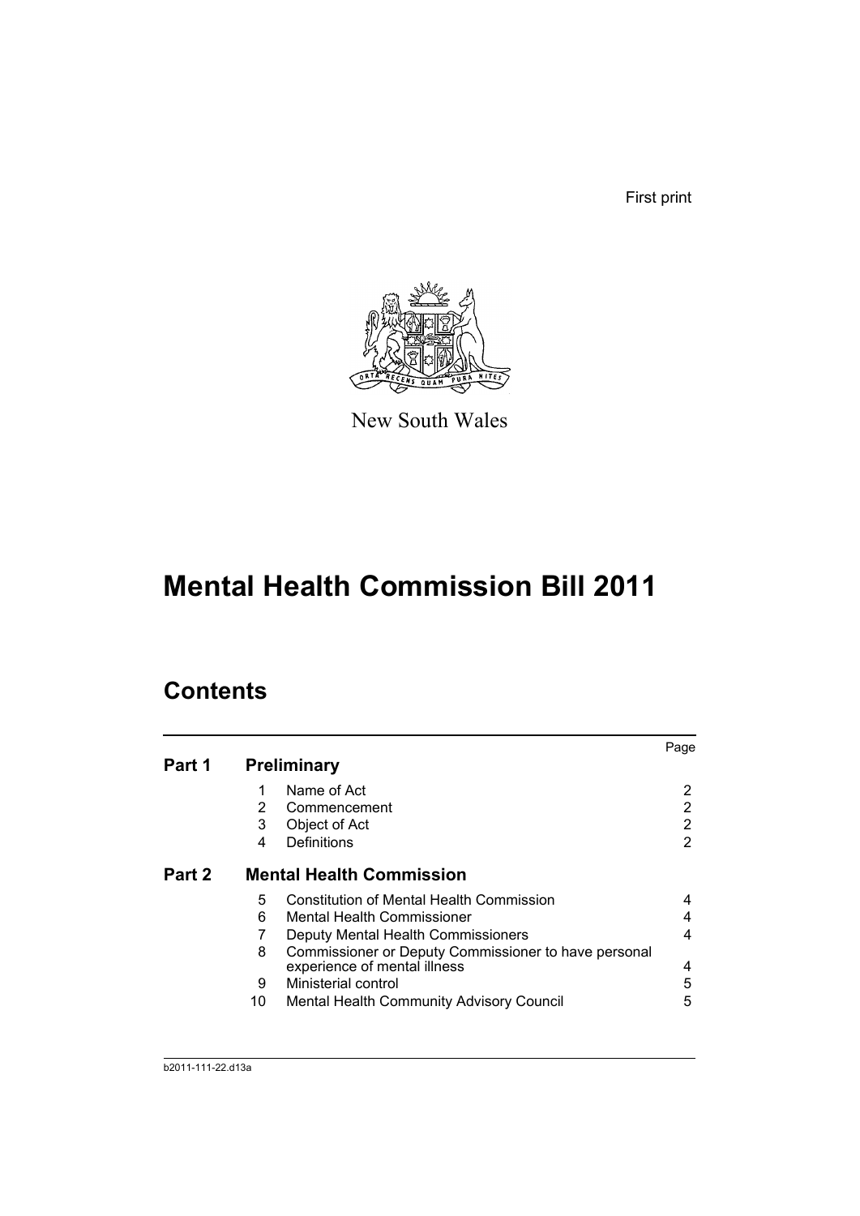First print

New South Wales

# Mental Health Commission Bill 2011

## Contents

| | | | Page |
|---|---|---|---|
| **Part 1** | **Preliminary** | | |
| | 1 | Name of Act | 2 |
| | 2 | Commencement | 2 |
| | 3 | Object of Act | 2 |
| | 4 | Definitions | 2 |
| **Part 2** | **Mental Health Commission** | | |
| | 5 | Constitution of Mental Health Commission | 4 |
| | 6 | Mental Health Commissioner | 4 |
| | 7 | Deputy Mental Health Commissioners | 4 |
| | 8 | Commissioner or Deputy Commissioner to have personal experience of mental illness | 4 |
| | 9 | Ministerial control | 5 |
| | 10 | Mental Health Community Advisory Council | 5 |

b2011-111-22.d13a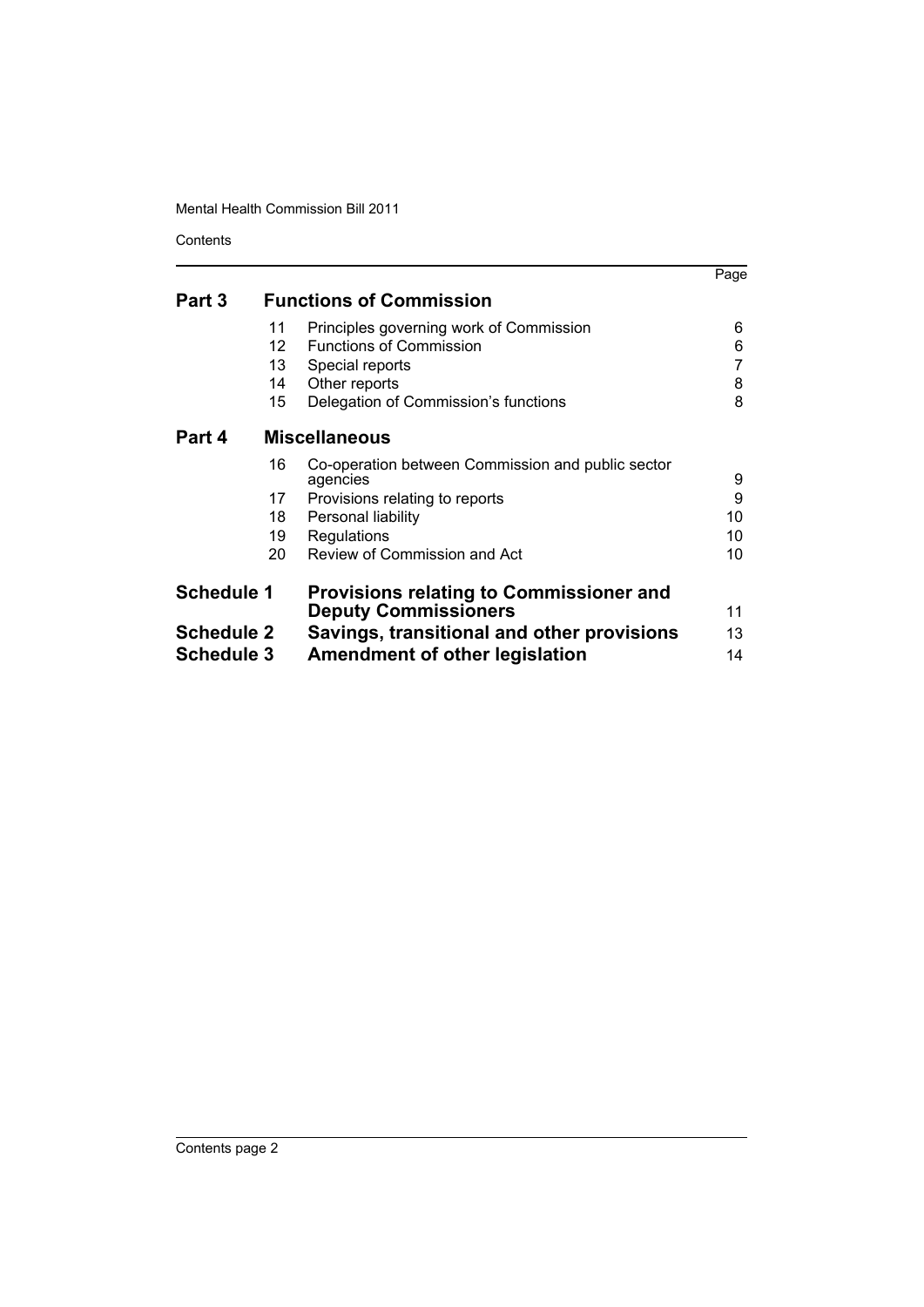| | | | Page |
|---|---|---|---|
| **Part 3** | **Functions of Commission** | | |
| | 11 | Principles governing work of Commission | 6 |
| | 12 | Functions of Commission | 6 |
| | 13 | Special reports | 7 |
| | 14 | Other reports | 8 |
| | 15 | Delegation of Commission's functions | 8 |
| **Part 4** | **Miscellaneous** | | |
| | 16 | Co-operation between Commission and public sector agencies | 9 |
| | 17 | Provisions relating to reports | 9 |
| | 18 | Personal liability | 10 |
| | 19 | Regulations | 10 |
| | 20 | Review of Commission and Act | 10 |
| **Schedule 1** | **Provisions relating to Commissioner and Deputy Commissioners** | | 11 |
| **Schedule 2** | **Savings, transitional and other provisions** | | 13 |
| **Schedule 3** | **Amendment of other legislation** | | 14 |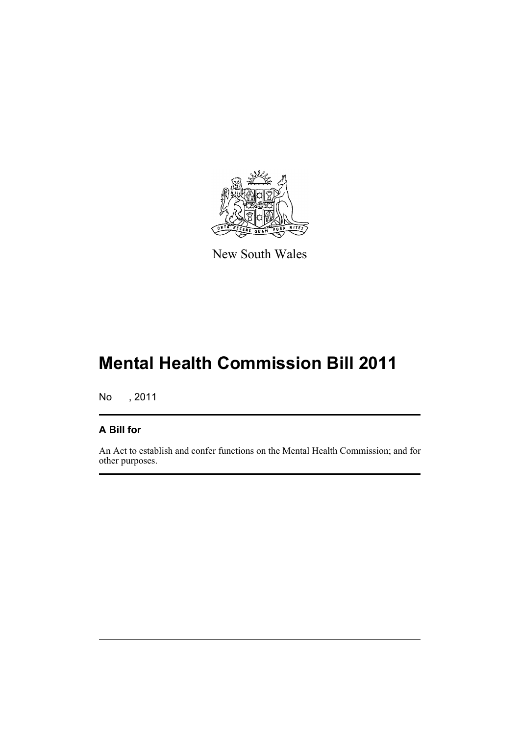New South Wales

# Mental Health Commission Bill 2011

No , 2011

## A Bill for

An Act to establish and confer functions on the Mental Health Commission; and for other purposes.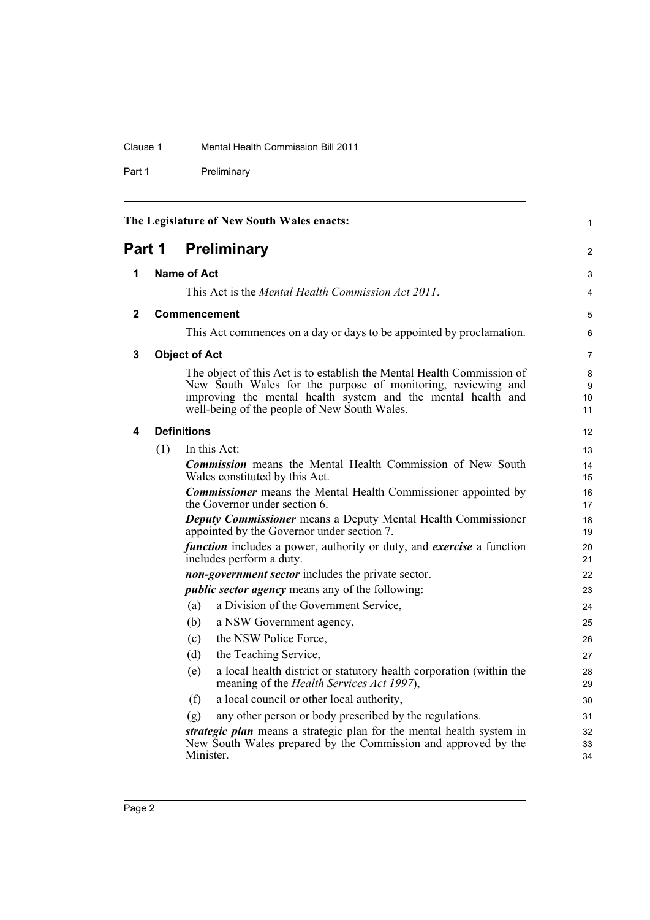The Legislature of New South Wales enacts:

# Part 1 Preliminary

## 1 Name of Act

This Act is the *Mental Health Commission Act 2011*.

## 2 Commencement

This Act commences on a day or days to be appointed by proclamation.

## 3 Object of Act

The object of this Act is to establish the Mental Health Commission of New South Wales for the purpose of monitoring, reviewing and improving the mental health system and the mental health and well-being of the people of New South Wales.

## 4 Definitions

(1) In this Act:

***Commission*** means the Mental Health Commission of New South Wales constituted by this Act.

***Commissioner*** means the Mental Health Commissioner appointed by the Governor under section 6.

***Deputy Commissioner*** means a Deputy Mental Health Commissioner appointed by the Governor under section 7.

***function*** includes a power, authority or duty, and ***exercise*** a function includes perform a duty.

***non-government sector*** includes the private sector.

***public sector agency*** means any of the following:

(a) a Division of the Government Service,

(b) a NSW Government agency,

(c) the NSW Police Force,

(d) the Teaching Service,

(e) a local health district or statutory health corporation (within the meaning of the *Health Services Act 1997*),

(f) a local council or other local authority,

(g) any other person or body prescribed by the regulations.

***strategic plan*** means a strategic plan for the mental health system in New South Wales prepared by the Commission and approved by the Minister.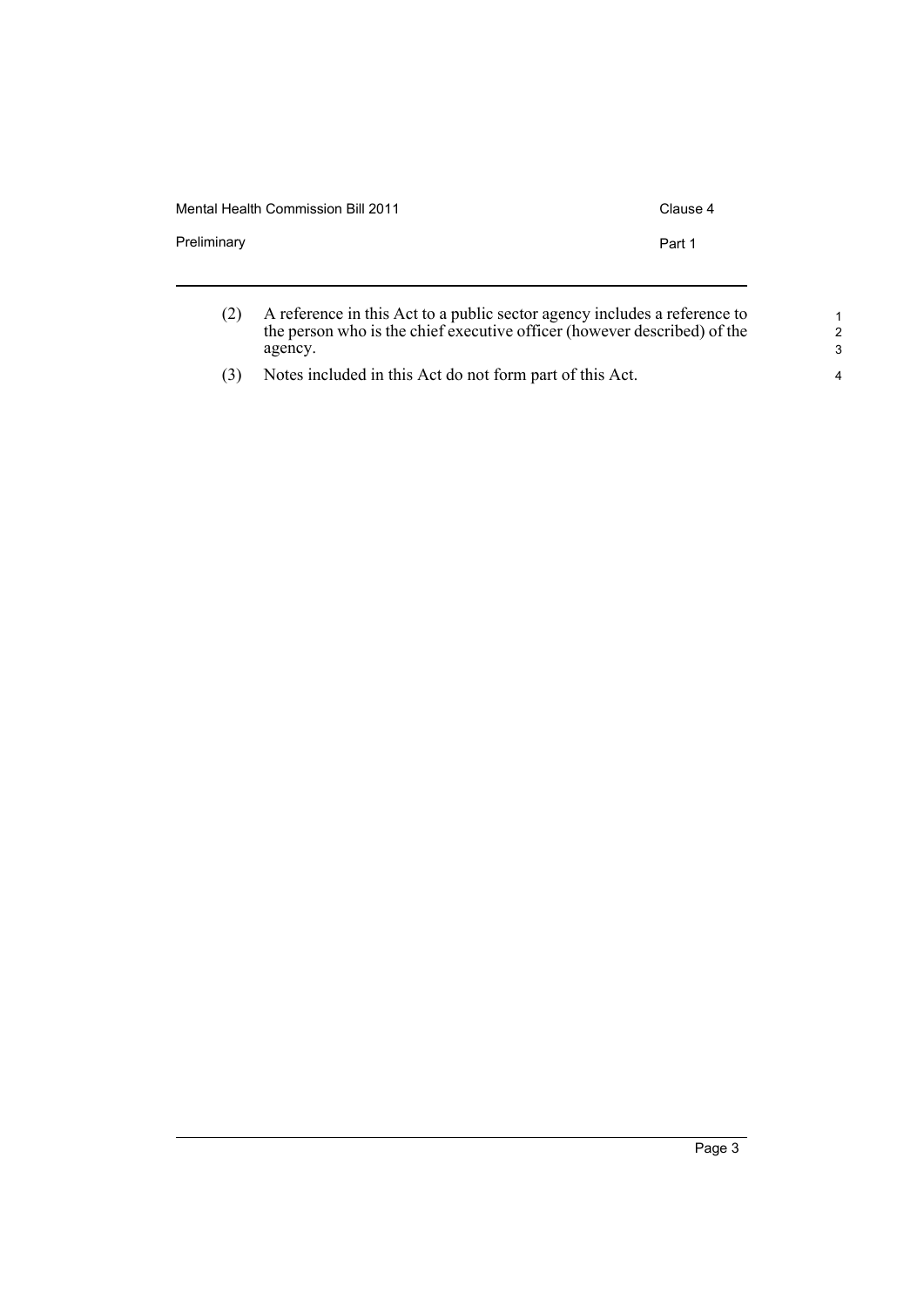(2) A reference in this Act to a public sector agency includes a reference to the person who is the chief executive officer (however described) of the agency.

(3) Notes included in this Act do not form part of this Act.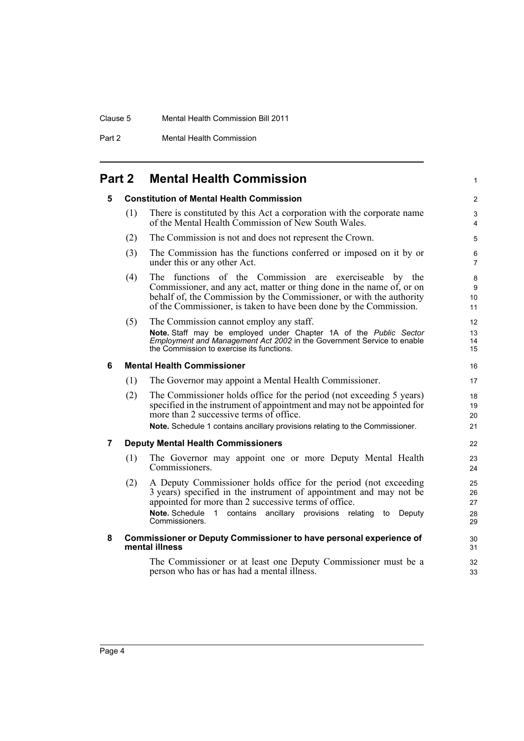# Part 2 Mental Health Commission

## 5 Constitution of Mental Health Commission

(1) There is constituted by this Act a corporation with the corporate name of the Mental Health Commission of New South Wales.

(2) The Commission is not and does not represent the Crown.

(3) The Commission has the functions conferred or imposed on it by or under this or any other Act.

(4) The functions of the Commission are exerciseable by the Commissioner, and any act, matter or thing done in the name of, or on behalf of, the Commission by the Commissioner, or with the authority of the Commissioner, is taken to have been done by the Commission.

(5) The Commission cannot employ any staff.

**Note.** Staff may be employed under Chapter 1A of the *Public Sector Employment and Management Act 2002* in the Government Service to enable the Commission to exercise its functions.

## 6 Mental Health Commissioner

(1) The Governor may appoint a Mental Health Commissioner.

(2) The Commissioner holds office for the period (not exceeding 5 years) specified in the instrument of appointment and may not be appointed for more than 2 successive terms of office.

**Note.** Schedule 1 contains ancillary provisions relating to the Commissioner.

## 7 Deputy Mental Health Commissioners

(1) The Governor may appoint one or more Deputy Mental Health Commissioners.

(2) A Deputy Commissioner holds office for the period (not exceeding 3 years) specified in the instrument of appointment and may not be appointed for more than 2 successive terms of office.

**Note.** Schedule 1 contains ancillary provisions relating to Deputy Commissioners.

## 8 Commissioner or Deputy Commissioner to have personal experience of mental illness

The Commissioner or at least one Deputy Commissioner must be a person who has or has had a mental illness.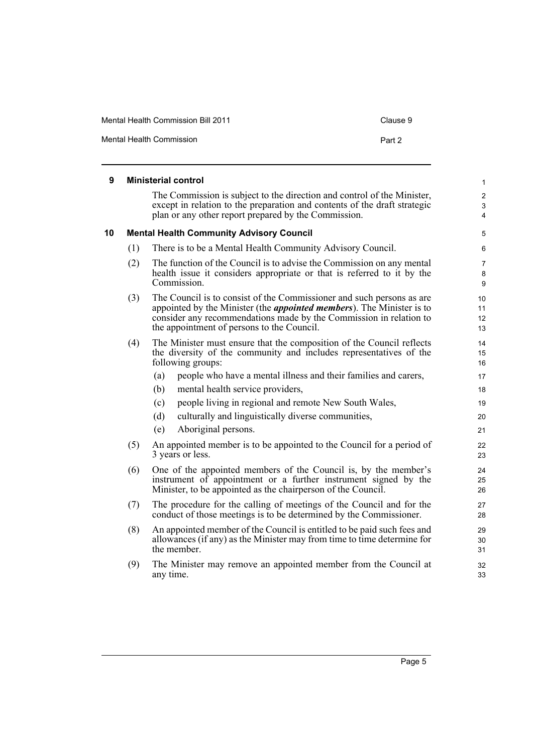### 9 Ministerial control

The Commission is subject to the direction and control of the Minister, except in relation to the preparation and contents of the draft strategic plan or any other report prepared by the Commission.

### 10 Mental Health Community Advisory Council

(1) There is to be a Mental Health Community Advisory Council.

(2) The function of the Council is to advise the Commission on any mental health issue it considers appropriate or that is referred to it by the Commission.

(3) The Council is to consist of the Commissioner and such persons as are appointed by the Minister (the ***appointed members***). The Minister is to consider any recommendations made by the Commission in relation to the appointment of persons to the Council.

(4) The Minister must ensure that the composition of the Council reflects the diversity of the community and includes representatives of the following groups:

- (a) people who have a mental illness and their families and carers,
- (b) mental health service providers,
- (c) people living in regional and remote New South Wales,
- (d) culturally and linguistically diverse communities,
- (e) Aboriginal persons.

(5) An appointed member is to be appointed to the Council for a period of 3 years or less.

(6) One of the appointed members of the Council is, by the member's instrument of appointment or a further instrument signed by the Minister, to be appointed as the chairperson of the Council.

(7) The procedure for the calling of meetings of the Council and for the conduct of those meetings is to be determined by the Commissioner.

(8) An appointed member of the Council is entitled to be paid such fees and allowances (if any) as the Minister may from time to time determine for the member.

(9) The Minister may remove an appointed member from the Council at any time.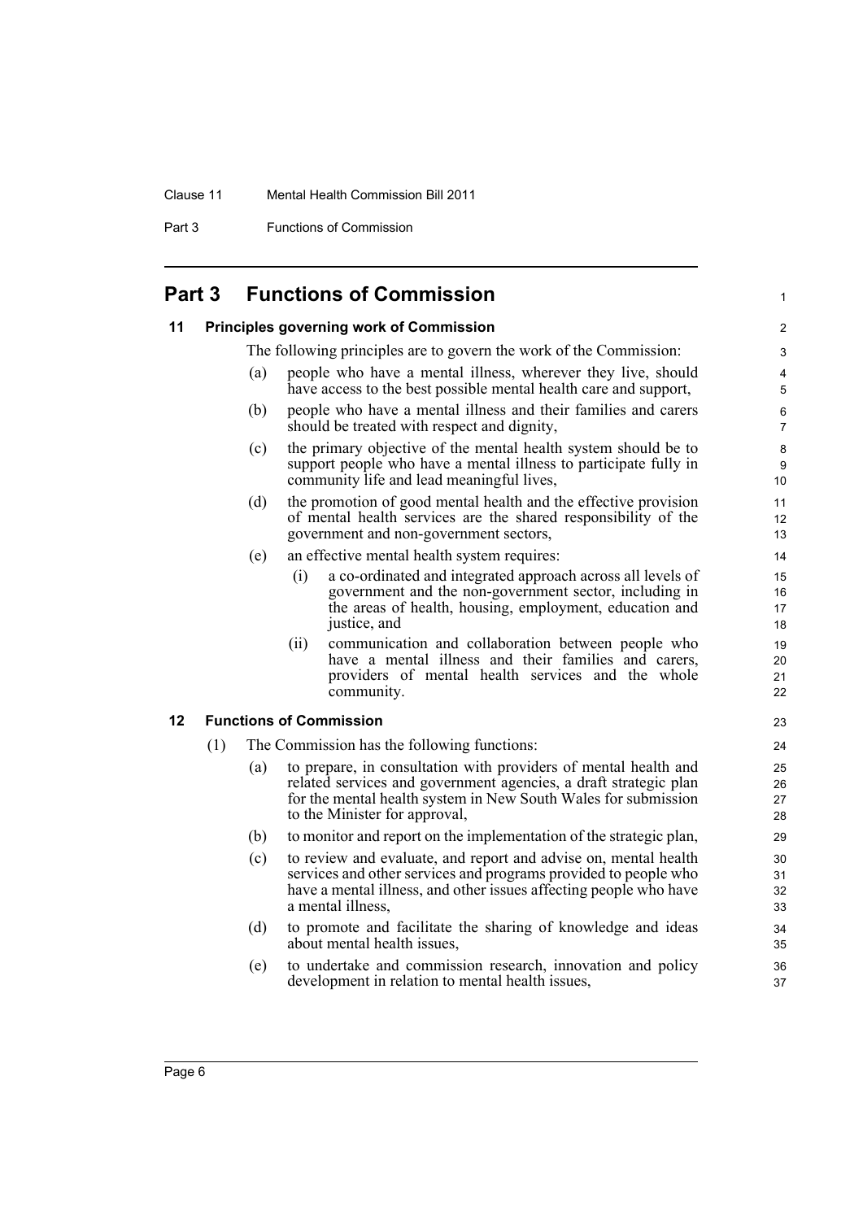## Part 3 Functions of Commission

### 11 Principles governing work of Commission

The following principles are to govern the work of the Commission:

(a) people who have a mental illness, wherever they live, should have access to the best possible mental health care and support,

(b) people who have a mental illness and their families and carers should be treated with respect and dignity,

(c) the primary objective of the mental health system should be to support people who have a mental illness to participate fully in community life and lead meaningful lives,

(d) the promotion of good mental health and the effective provision of mental health services are the shared responsibility of the government and non-government sectors,

(e) an effective mental health system requires:

(i) a co-ordinated and integrated approach across all levels of government and the non-government sector, including in the areas of health, housing, employment, education and justice, and

(ii) communication and collaboration between people who have a mental illness and their families and carers, providers of mental health services and the whole community.

### 12 Functions of Commission

(1) The Commission has the following functions:

(a) to prepare, in consultation with providers of mental health and related services and government agencies, a draft strategic plan for the mental health system in New South Wales for submission to the Minister for approval,

(b) to monitor and report on the implementation of the strategic plan,

(c) to review and evaluate, and report and advise on, mental health services and other services and programs provided to people who have a mental illness, and other issues affecting people who have a mental illness,

(d) to promote and facilitate the sharing of knowledge and ideas about mental health issues,

(e) to undertake and commission research, innovation and policy development in relation to mental health issues,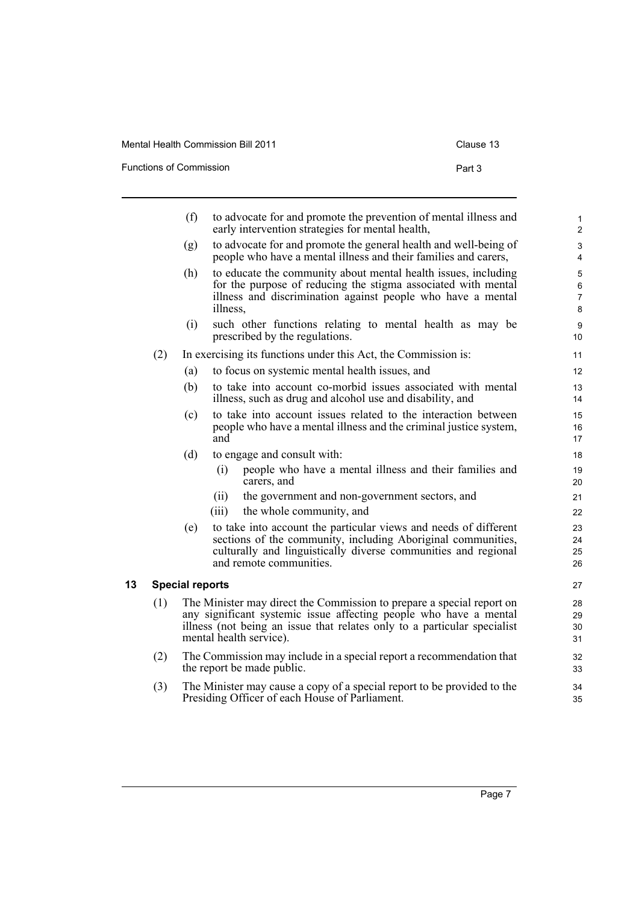(f) to advocate for and promote the prevention of mental illness and early intervention strategies for mental health,

(g) to advocate for and promote the general health and well-being of people who have a mental illness and their families and carers,

(h) to educate the community about mental health issues, including for the purpose of reducing the stigma associated with mental illness and discrimination against people who have a mental illness,

(i) such other functions relating to mental health as may be prescribed by the regulations.

(2) In exercising its functions under this Act, the Commission is:

(a) to focus on systemic mental health issues, and

(b) to take into account co-morbid issues associated with mental illness, such as drug and alcohol use and disability, and

(c) to take into account issues related to the interaction between people who have a mental illness and the criminal justice system, and

(d) to engage and consult with:

(i) people who have a mental illness and their families and carers, and

(ii) the government and non-government sectors, and

(iii) the whole community, and

(e) to take into account the particular views and needs of different sections of the community, including Aboriginal communities, culturally and linguistically diverse communities and regional and remote communities.

## 13 Special reports

(1) The Minister may direct the Commission to prepare a special report on any significant systemic issue affecting people who have a mental illness (not being an issue that relates only to a particular specialist mental health service).

(2) The Commission may include in a special report a recommendation that the report be made public.

(3) The Minister may cause a copy of a special report to be provided to the Presiding Officer of each House of Parliament.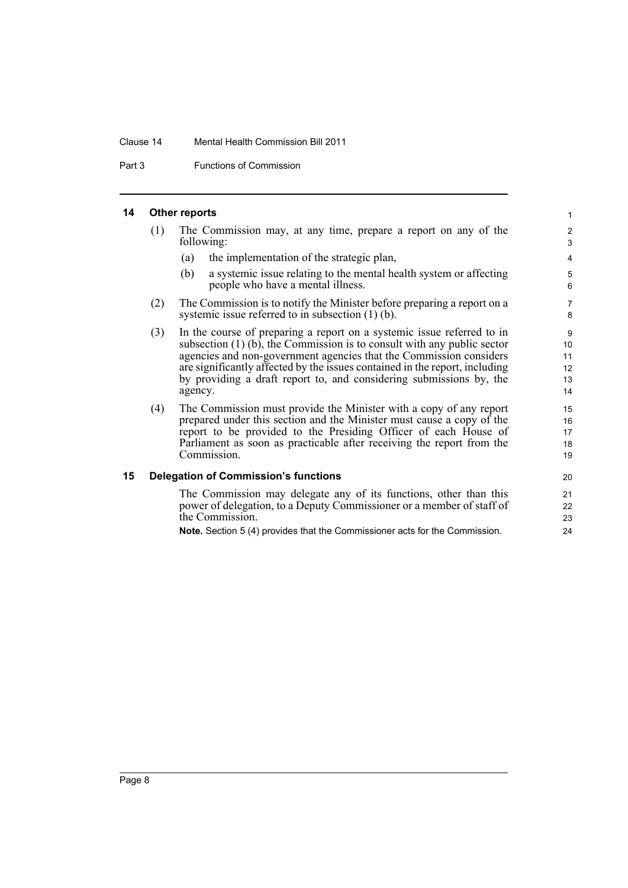## 14 Other reports

(1) The Commission may, at any time, prepare a report on any of the following:

(a) the implementation of the strategic plan,

(b) a systemic issue relating to the mental health system or affecting people who have a mental illness.

(2) The Commission is to notify the Minister before preparing a report on a systemic issue referred to in subsection (1) (b).

(3) In the course of preparing a report on a systemic issue referred to in subsection (1) (b), the Commission is to consult with any public sector agencies and non-government agencies that the Commission considers are significantly affected by the issues contained in the report, including by providing a draft report to, and considering submissions by, the agency.

(4) The Commission must provide the Minister with a copy of any report prepared under this section and the Minister must cause a copy of the report to be provided to the Presiding Officer of each House of Parliament as soon as practicable after receiving the report from the Commission.

## 15 Delegation of Commission's functions

The Commission may delegate any of its functions, other than this power of delegation, to a Deputy Commissioner or a member of staff of the Commission.

**Note.** Section 5 (4) provides that the Commissioner acts for the Commission.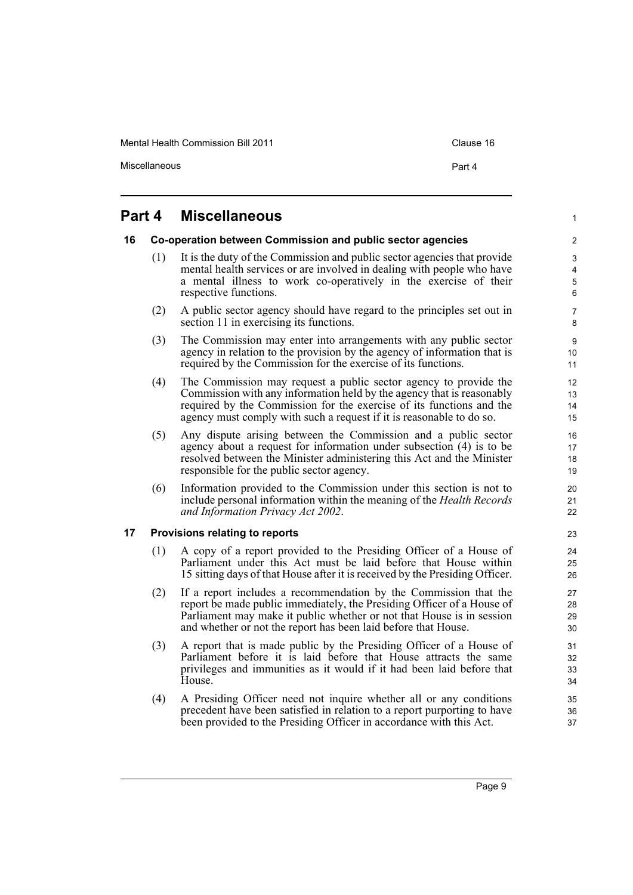# Part 4 Miscellaneous

## 16 Co-operation between Commission and public sector agencies

(1) It is the duty of the Commission and public sector agencies that provide mental health services or are involved in dealing with people who have a mental illness to work co-operatively in the exercise of their respective functions.

(2) A public sector agency should have regard to the principles set out in section 11 in exercising its functions.

(3) The Commission may enter into arrangements with any public sector agency in relation to the provision by the agency of information that is required by the Commission for the exercise of its functions.

(4) The Commission may request a public sector agency to provide the Commission with any information held by the agency that is reasonably required by the Commission for the exercise of its functions and the agency must comply with such a request if it is reasonable to do so.

(5) Any dispute arising between the Commission and a public sector agency about a request for information under subsection (4) is to be resolved between the Minister administering this Act and the Minister responsible for the public sector agency.

(6) Information provided to the Commission under this section is not to include personal information within the meaning of the *Health Records and Information Privacy Act 2002*.

## 17 Provisions relating to reports

(1) A copy of a report provided to the Presiding Officer of a House of Parliament under this Act must be laid before that House within 15 sitting days of that House after it is received by the Presiding Officer.

(2) If a report includes a recommendation by the Commission that the report be made public immediately, the Presiding Officer of a House of Parliament may make it public whether or not that House is in session and whether or not the report has been laid before that House.

(3) A report that is made public by the Presiding Officer of a House of Parliament before it is laid before that House attracts the same privileges and immunities as it would if it had been laid before that House.

(4) A Presiding Officer need not inquire whether all or any conditions precedent have been satisfied in relation to a report purporting to have been provided to the Presiding Officer in accordance with this Act.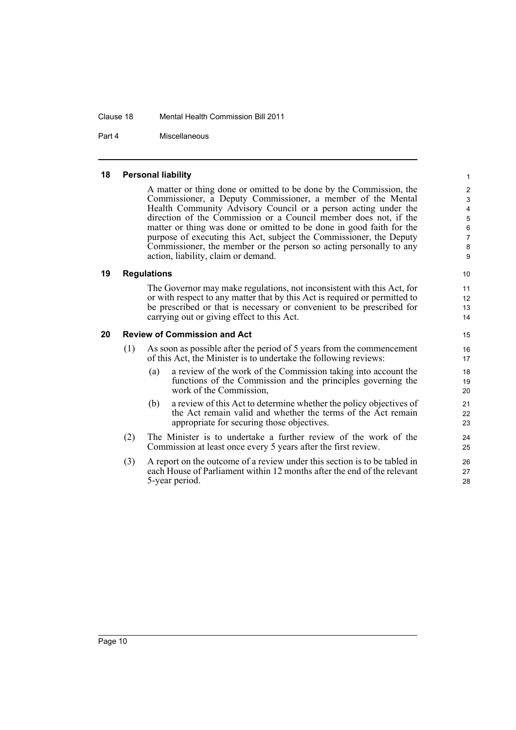## 18 Personal liability

A matter or thing done or omitted to be done by the Commission, the Commissioner, a Deputy Commissioner, a member of the Mental Health Community Advisory Council or a person acting under the direction of the Commission or a Council member does not, if the matter or thing was done or omitted to be done in good faith for the purpose of executing this Act, subject the Commissioner, the Deputy Commissioner, the member or the person so acting personally to any action, liability, claim or demand.

## 19 Regulations

The Governor may make regulations, not inconsistent with this Act, for or with respect to any matter that by this Act is required or permitted to be prescribed or that is necessary or convenient to be prescribed for carrying out or giving effect to this Act.

## 20 Review of Commission and Act

(1) As soon as possible after the period of 5 years from the commencement of this Act, the Minister is to undertake the following reviews:

- (a) a review of the work of the Commission taking into account the functions of the Commission and the principles governing the work of the Commission,
- (b) a review of this Act to determine whether the policy objectives of the Act remain valid and whether the terms of the Act remain appropriate for securing those objectives.

(2) The Minister is to undertake a further review of the work of the Commission at least once every 5 years after the first review.

(3) A report on the outcome of a review under this section is to be tabled in each House of Parliament within 12 months after the end of the relevant 5-year period.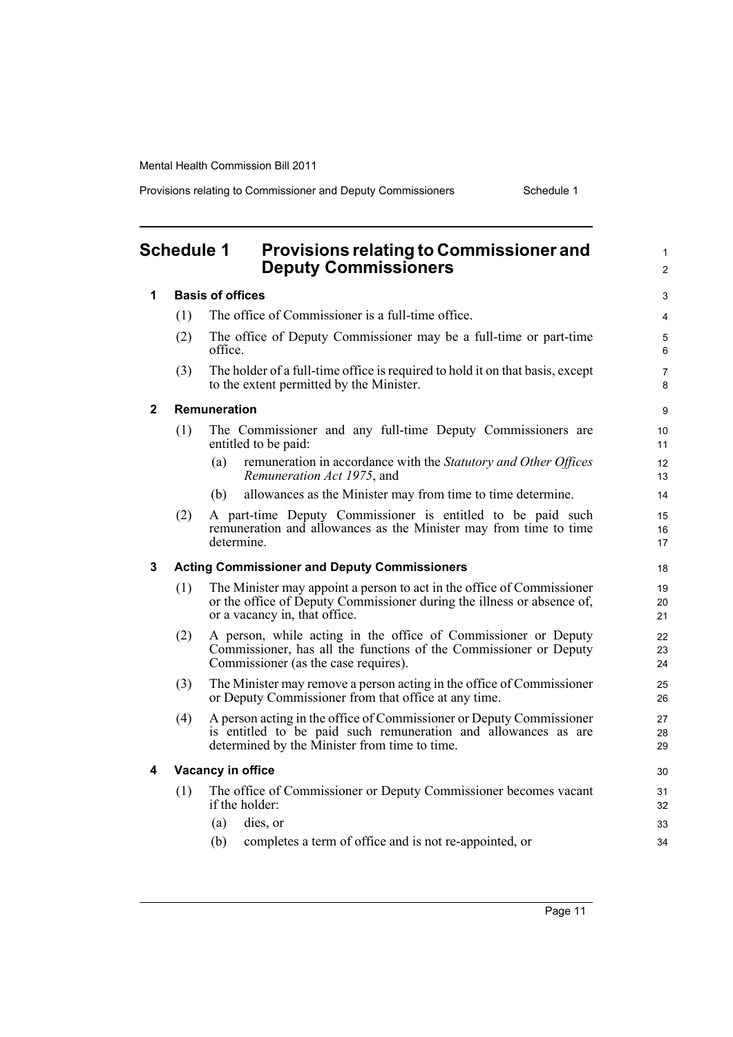# Schedule 1 Provisions relating to Commissioner and Deputy Commissioners

**1 Basis of offices**

(1) The office of Commissioner is a full-time office.

(2) The office of Deputy Commissioner may be a full-time or part-time office.

(3) The holder of a full-time office is required to hold it on that basis, except to the extent permitted by the Minister.

**2 Remuneration**

(1) The Commissioner and any full-time Deputy Commissioners are entitled to be paid:

(a) remuneration in accordance with the *Statutory and Other Offices Remuneration Act 1975*, and

(b) allowances as the Minister may from time to time determine.

(2) A part-time Deputy Commissioner is entitled to be paid such remuneration and allowances as the Minister may from time to time determine.

**3 Acting Commissioner and Deputy Commissioners**

(1) The Minister may appoint a person to act in the office of Commissioner or the office of Deputy Commissioner during the illness or absence of, or a vacancy in, that office.

(2) A person, while acting in the office of Commissioner or Deputy Commissioner, has all the functions of the Commissioner or Deputy Commissioner (as the case requires).

(3) The Minister may remove a person acting in the office of Commissioner or Deputy Commissioner from that office at any time.

(4) A person acting in the office of Commissioner or Deputy Commissioner is entitled to be paid such remuneration and allowances as are determined by the Minister from time to time.

**4 Vacancy in office**

(1) The office of Commissioner or Deputy Commissioner becomes vacant if the holder:

(a) dies, or

(b) completes a term of office and is not re-appointed, or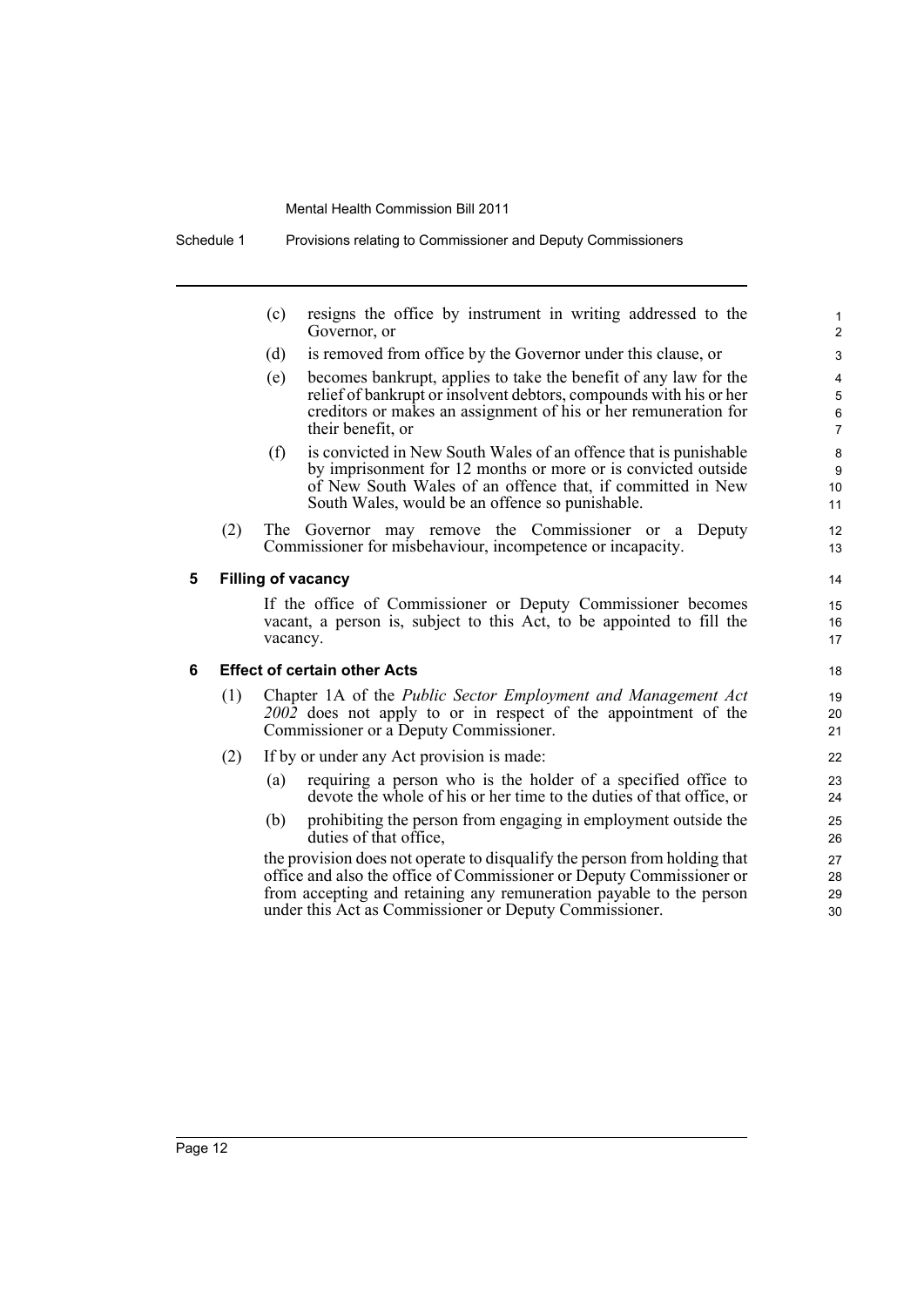(c) resigns the office by instrument in writing addressed to the Governor, or

(d) is removed from office by the Governor under this clause, or

(e) becomes bankrupt, applies to take the benefit of any law for the relief of bankrupt or insolvent debtors, compounds with his or her creditors or makes an assignment of his or her remuneration for their benefit, or

(f) is convicted in New South Wales of an offence that is punishable by imprisonment for 12 months or more or is convicted outside of New South Wales of an offence that, if committed in New South Wales, would be an offence so punishable.

(2) The Governor may remove the Commissioner or a Deputy Commissioner for misbehaviour, incompetence or incapacity.

### 5 Filling of vacancy

If the office of Commissioner or Deputy Commissioner becomes vacant, a person is, subject to this Act, to be appointed to fill the vacancy.

### 6 Effect of certain other Acts

(1) Chapter 1A of the *Public Sector Employment and Management Act 2002* does not apply to or in respect of the appointment of the Commissioner or a Deputy Commissioner.

(2) If by or under any Act provision is made:

(a) requiring a person who is the holder of a specified office to devote the whole of his or her time to the duties of that office, or

(b) prohibiting the person from engaging in employment outside the duties of that office,

the provision does not operate to disqualify the person from holding that office and also the office of Commissioner or Deputy Commissioner or from accepting and retaining any remuneration payable to the person under this Act as Commissioner or Deputy Commissioner.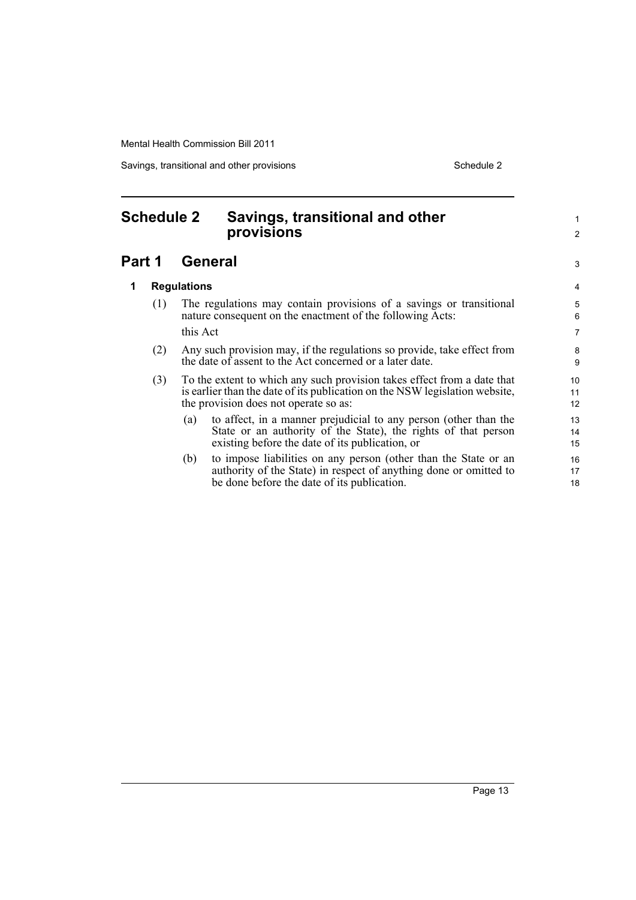# Schedule 2 Savings, transitional and other provisions

## Part 1 General

### 1 Regulations

(1) The regulations may contain provisions of a savings or transitional nature consequent on the enactment of the following Acts:

this Act

(2) Any such provision may, if the regulations so provide, take effect from the date of assent to the Act concerned or a later date.

(3) To the extent to which any such provision takes effect from a date that is earlier than the date of its publication on the NSW legislation website, the provision does not operate so as:

(a) to affect, in a manner prejudicial to any person (other than the State or an authority of the State), the rights of that person existing before the date of its publication, or

(b) to impose liabilities on any person (other than the State or an authority of the State) in respect of anything done or omitted to be done before the date of its publication.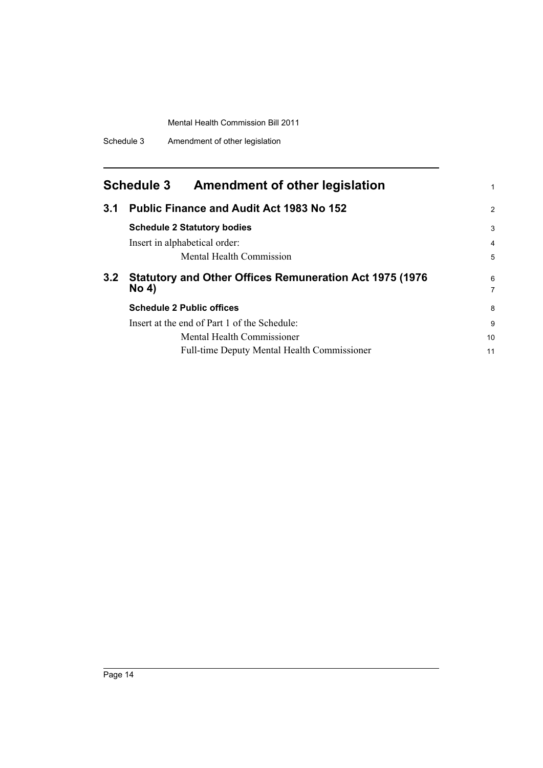# Schedule 3 Amendment of other legislation

## 3.1 Public Finance and Audit Act 1983 No 152

**Schedule 2 Statutory bodies**

Insert in alphabetical order:

Mental Health Commission

## 3.2 Statutory and Other Offices Remuneration Act 1975 (1976 No 4)

**Schedule 2 Public offices**

Insert at the end of Part 1 of the Schedule:

Mental Health Commissioner

Full-time Deputy Mental Health Commissioner